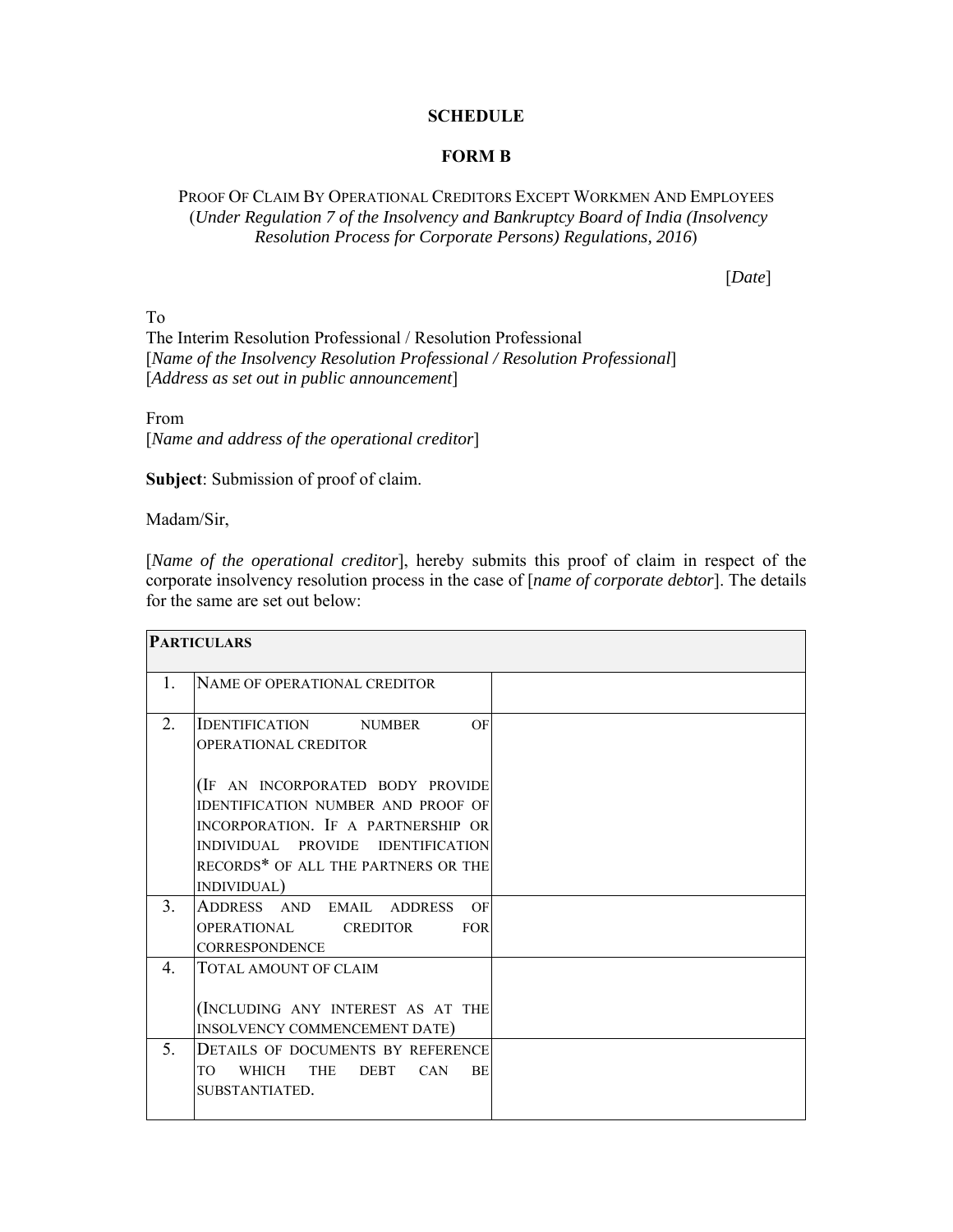**SCHEDULE**

**FORM B**

PROOF OF CLAIM BY OPERATIONAL CREDITORS EXCEPT WORKMEN AND EMPLOYEES
(*Under Regulation 7 of the Insolvency and Bankruptcy Board of India (Insolvency Resolution Process for Corporate Persons) Regulations, 2016*)

[*Date*]

To
The Interim Resolution Professional / Resolution Professional
[*Name of the Insolvency Resolution Professional / Resolution Professional*]
[*Address as set out in public announcement*]

From
[*Name and address of the operational creditor*]

**Subject**: Submission of proof of claim.

Madam/Sir,

[*Name of the operational creditor*], hereby submits this proof of claim in respect of the corporate insolvency resolution process in the case of [*name of corporate debtor*]. The details for the same are set out below:

| **PARTICULARS** | | |
|---|---|---|
| 1. | NAME OF OPERATIONAL CREDITOR | |
| 2. | IDENTIFICATION NUMBER OF OPERATIONAL CREDITOR<br><br>(IF AN INCORPORATED BODY PROVIDE IDENTIFICATION NUMBER AND PROOF OF INCORPORATION. IF A PARTNERSHIP OR INDIVIDUAL PROVIDE IDENTIFICATION RECORDS* OF ALL THE PARTNERS OR THE INDIVIDUAL) | |
| 3. | ADDRESS AND EMAIL ADDRESS OF OPERATIONAL CREDITOR FOR CORRESPONDENCE | |
| 4. | TOTAL AMOUNT OF CLAIM<br><br>(INCLUDING ANY INTEREST AS AT THE INSOLVENCY COMMENCEMENT DATE) | |
| 5. | DETAILS OF DOCUMENTS BY REFERENCE TO WHICH THE DEBT CAN BE SUBSTANTIATED. | |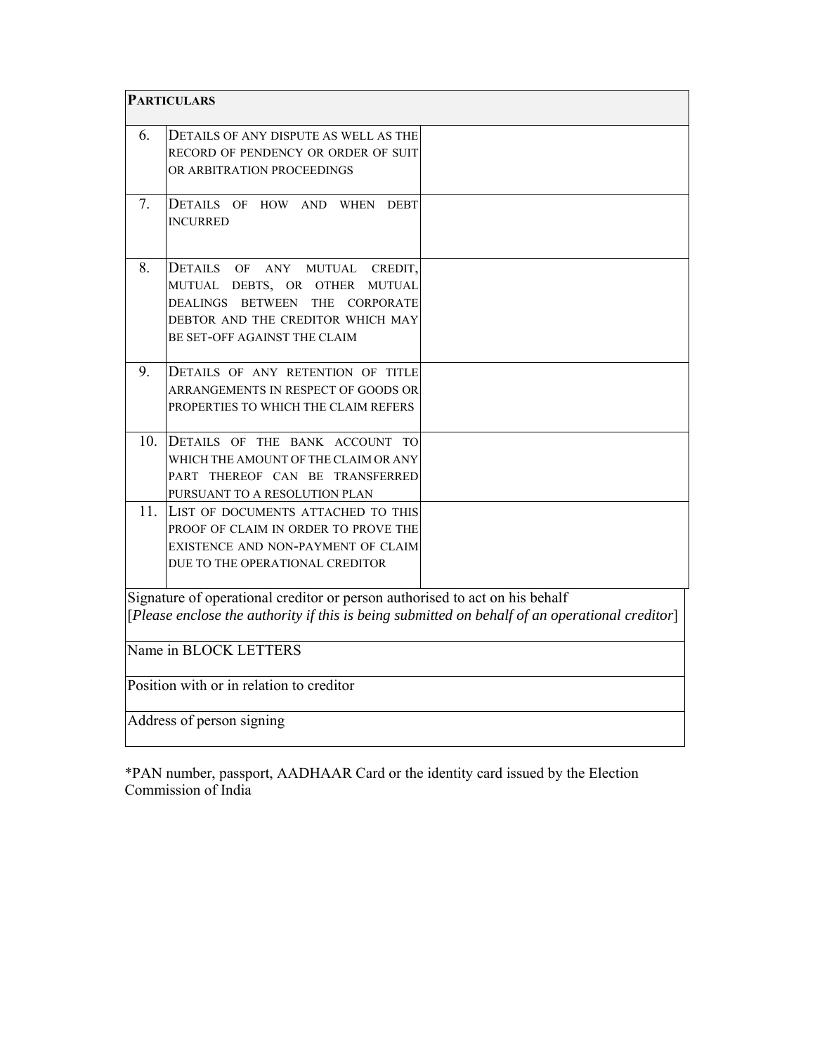| **PARTICULARS** | | |
|---|---|---|
| 6. | DETAILS OF ANY DISPUTE AS WELL AS THE RECORD OF PENDENCY OR ORDER OF SUIT OR ARBITRATION PROCEEDINGS | |
| 7. | DETAILS OF HOW AND WHEN DEBT INCURRED | |
| 8. | DETAILS OF ANY MUTUAL CREDIT, MUTUAL DEBTS, OR OTHER MUTUAL DEALINGS BETWEEN THE CORPORATE DEBTOR AND THE CREDITOR WHICH MAY BE SET-OFF AGAINST THE CLAIM | |
| 9. | DETAILS OF ANY RETENTION OF TITLE ARRANGEMENTS IN RESPECT OF GOODS OR PROPERTIES TO WHICH THE CLAIM REFERS | |
| 10. | DETAILS OF THE BANK ACCOUNT TO WHICH THE AMOUNT OF THE CLAIM OR ANY PART THEREOF CAN BE TRANSFERRED PURSUANT TO A RESOLUTION PLAN | |
| 11. | LIST OF DOCUMENTS ATTACHED TO THIS PROOF OF CLAIM IN ORDER TO PROVE THE EXISTENCE AND NON-PAYMENT OF CLAIM DUE TO THE OPERATIONAL CREDITOR | |

| Signature of operational creditor or person authorised to act on his behalf [*Please enclose the authority if this is being submitted on behalf of an operational creditor*] |
|---|
| Name in BLOCK LETTERS |
| Position with or in relation to creditor |
| Address of person signing |

*PAN number, passport, AADHAAR Card or the identity card issued by the Election Commission of India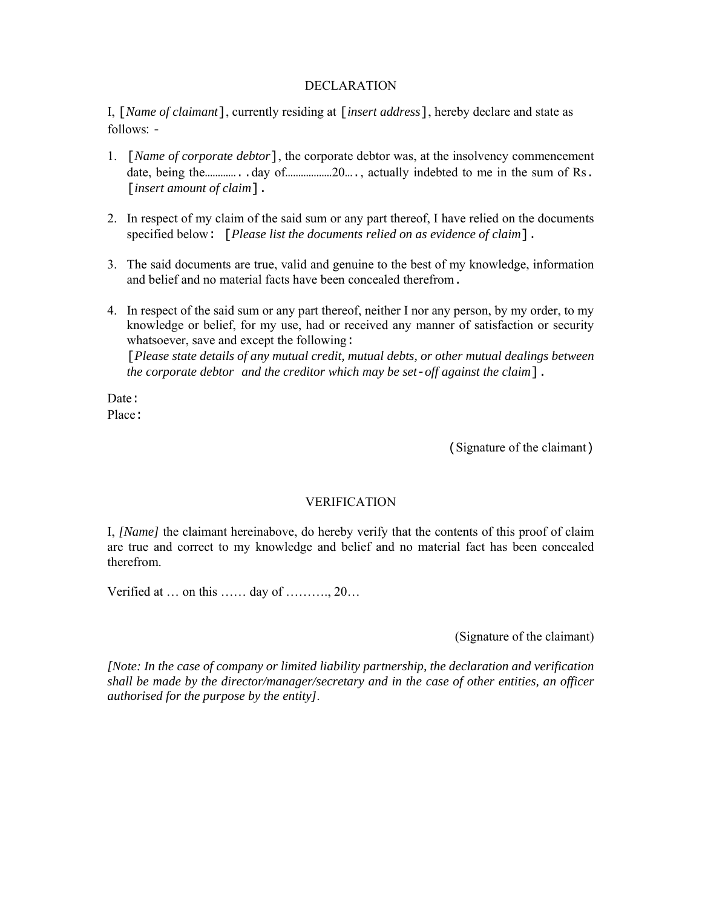## DECLARATION

I, [*Name of claimant*], currently residing at [*insert address*], hereby declare and state as follows: -

1. [*Name of corporate debtor*], the corporate debtor was, at the insolvency commencement date, being the............day of.................20...., actually indebted to me in the sum of Rs. [*insert amount of claim*].

2. In respect of my claim of the said sum or any part thereof, I have relied on the documents specified below: [*Please list the documents relied on as evidence of claim*].

3. The said documents are true, valid and genuine to the best of my knowledge, information and belief and no material facts have been concealed therefrom.

4. In respect of the said sum or any part thereof, neither I nor any person, by my order, to my knowledge or belief, for my use, had or received any manner of satisfaction or security whatsoever, save and except the following:
   [*Please state details of any mutual credit, mutual debts, or other mutual dealings between the corporate debtor and the creditor which may be set-off against the claim*].

Date:
Place:

(Signature of the claimant)

## VERIFICATION

I, *[Name]* the claimant hereinabove, do hereby verify that the contents of this proof of claim are true and correct to my knowledge and belief and no material fact has been concealed therefrom.

Verified at … on this …… day of ………., 20…

(Signature of the claimant)

*[Note: In the case of company or limited liability partnership, the declaration and verification shall be made by the director/manager/secretary and in the case of other entities, an officer authorised for the purpose by the entity].*